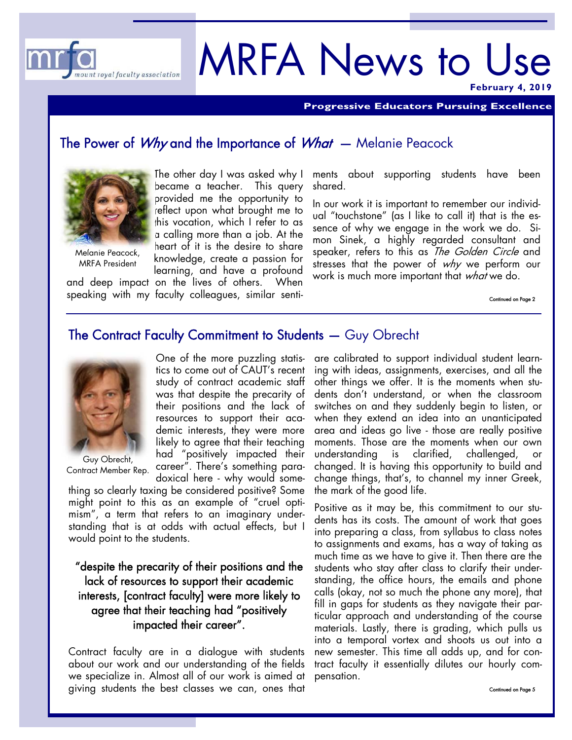# MRFA News to Use

mount royal faculty association

**February 4, 2019**

**Progressive Educators Pursuing Excellence**

## The Power of *Why* and the Importance of *What* — Melanie Peacock

Melanie Peacock, MRFA President

The other day I was asked why I became a teacher. This query provided me the opportunity to reflect upon what brought me to this vocation, which I refer to as a calling more than a job. At the heart of it is the desire to share knowledge, create a passion for learning, and have a profound and deep impact on the lives of others. When speaking with my faculty colleagues, similar sentiments about supporting students have been shared.

In our work it is important to remember our individual "touchstone" (as I like to call it) that is the essence of why we engage in the work we do. Simon Sinek, a highly regarded consultant and speaker, refers to this as *The Golden Circle* and stresses that the power of *why* we perform our work is much more important that *what* we do.

Continued on Page 2

## The Contract Faculty Commitment to Students — Guy Obrecht

Guy Obrecht, Contract Member Rep.

One of the more puzzling statistics to come out of CAUT's recent study of contract academic staff was that despite the precarity of their positions and the lack of resources to support their academic interests, they were more likely to agree that their teaching had "positively impacted their career". There's something paradoxical here - why would something so clearly taxing be considered positive? Some might point to this as an example of "cruel optimism", a term that refers to an imaginary understanding that is at odds with actual effects, but I would point to the students.

> "despite the precarity of their positions and the lack of resources to support their academic interests, [contract faculty] were more likely to agree that their teaching had "positively impacted their career".

Contract faculty are in a dialogue with students about our work and our understanding of the fields we specialize in. Almost all of our work is aimed at giving students the best classes we can, ones that are calibrated to support individual student learning with ideas, assignments, exercises, and all the other things we offer. It is the moments when students don't understand, or when the classroom switches on and they suddenly begin to listen, or when they extend an idea into an unanticipated area and ideas go live - those are really positive moments. Those are the moments when our own understanding is clarified, challenged, or changed. It is having this opportunity to build and change things, that's, to channel my inner Greek, the mark of the good life.

Positive as it may be, this commitment to our students has its costs. The amount of work that goes into preparing a class, from syllabus to class notes to assignments and exams, has a way of taking as much time as we have to give it. Then there are the students who stay after class to clarify their understanding, the office hours, the emails and phone calls (okay, not so much the phone any more), that fill in gaps for students as they navigate their particular approach and understanding of the course materials. Lastly, there is grading, which pulls us into a temporal vortex and shoots us out into a new semester. This time all adds up, and for contract faculty it essentially dilutes our hourly compensation.

Continued on Page 5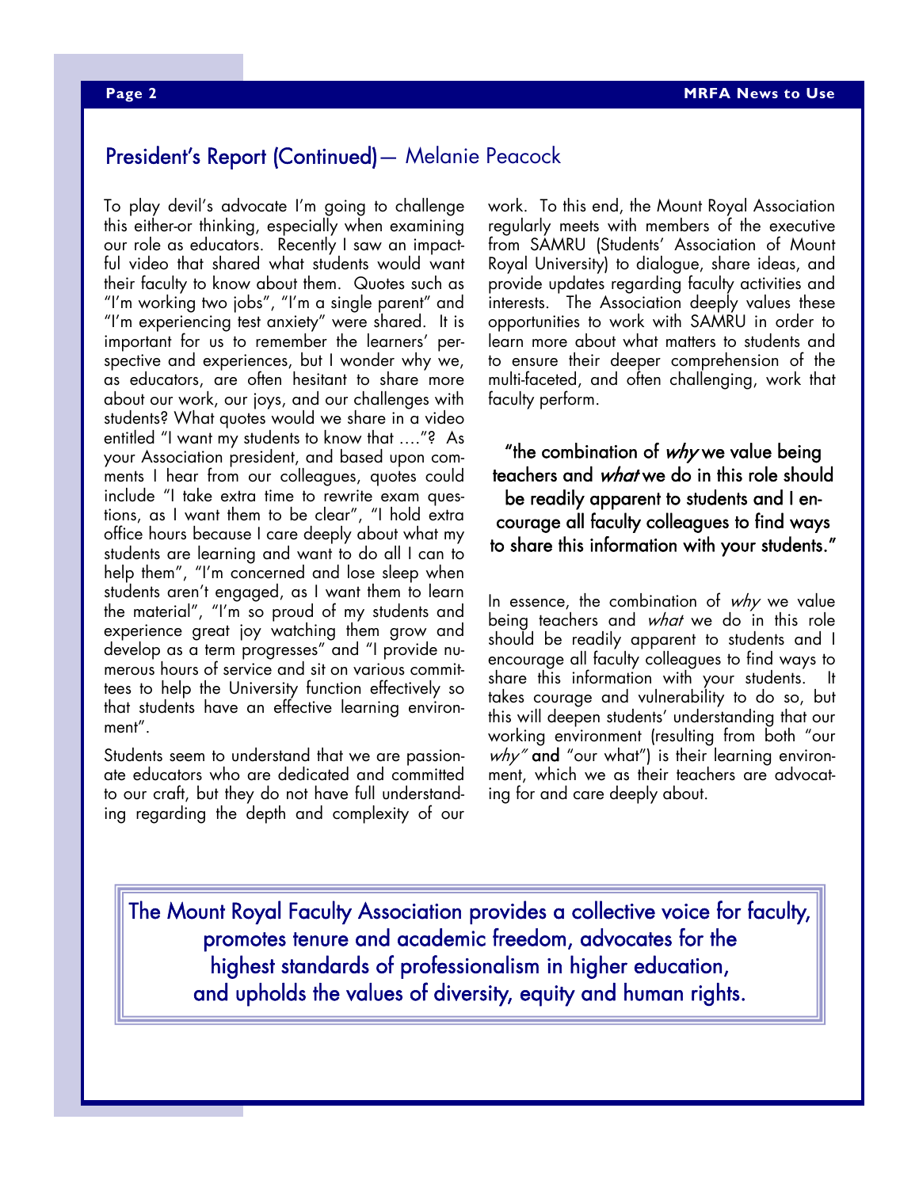## President's Report (Continued) — Melanie Peacock

To play devil's advocate I'm going to challenge this either-or thinking, especially when examining our role as educators. Recently I saw an impactful video that shared what students would want their faculty to know about them. Quotes such as "I'm working two jobs", "I'm a single parent" and "I'm experiencing test anxiety" were shared. It is important for us to remember the learners' perspective and experiences, but I wonder why we, as educators, are often hesitant to share more about our work, our joys, and our challenges with students? What quotes would we share in a video entitled "I want my students to know that …."? As your Association president, and based upon comments I hear from our colleagues, quotes could include "I take extra time to rewrite exam questions, as I want them to be clear", "I hold extra office hours because I care deeply about what my students are learning and want to do all I can to help them", "I'm concerned and lose sleep when students aren't engaged, as I want them to learn the material", "I'm so proud of my students and experience great joy watching them grow and develop as a term progresses" and "I provide numerous hours of service and sit on various committees to help the University function effectively so that students have an effective learning environment".

Students seem to understand that we are passionate educators who are dedicated and committed to our craft, but they do not have full understanding regarding the depth and complexity of our work. To this end, the Mount Royal Association regularly meets with members of the executive from SAMRU (Students' Association of Mount Royal University) to dialogue, share ideas, and provide updates regarding faculty activities and interests. The Association deeply values these opportunities to work with SAMRU in order to learn more about what matters to students and to ensure their deeper comprehension of the multi-faceted, and often challenging, work that faculty perform.

> "the combination of *why* we value being teachers and *what* we do in this role should be readily apparent to students and I encourage all faculty colleagues to find ways to share this information with your students."

In essence, the combination of *why* we value being teachers and *what* we do in this role should be readily apparent to students and I encourage all faculty colleagues to find ways to share this information with your students. It takes courage and vulnerability to do so, but this will deepen students' understanding that our working environment (resulting from both "our *why*" and "our what") is their learning environment, which we as their teachers are advocating for and care deeply about.

**The Mount Royal Faculty Association provides a collective voice for faculty, promotes tenure and academic freedom, advocates for the highest standards of professionalism in higher education, and upholds the values of diversity, equity and human rights.**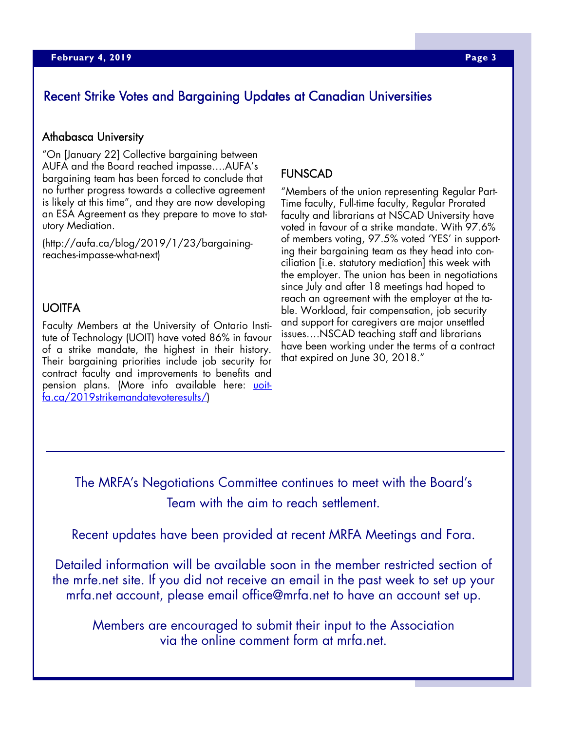## Recent Strike Votes and Bargaining Updates at Canadian Universities

### Athabasca University

"On [January 22] Collective bargaining between AUFA and the Board reached impasse….AUFA's bargaining team has been forced to conclude that no further progress towards a collective agreement is likely at this time", and they are now developing an ESA Agreement as they prepare to move to statutory Mediation.

(http://aufa.ca/blog/2019/1/23/bargaining-reaches-impasse-what-next)

### UOITFA

Faculty Members at the University of Ontario Institute of Technology (UOIT) have voted 86% in favour of a strike mandate, the highest in their history. Their bargaining priorities include job security for contract faculty and improvements to benefits and pension plans. (More info available here: [uoitfa.ca/2019strikemandatevoteresults/](uoitfa.ca/2019strikemandatevoteresults/))

### FUNSCAD

"Members of the union representing Regular Part-Time faculty, Full-time faculty, Regular Prorated faculty and librarians at NSCAD University have voted in favour of a strike mandate. With 97.6% of members voting, 97.5% voted 'YES' in supporting their bargaining team as they head into conciliation [i.e. statutory mediation] this week with the employer. The union has been in negotiations since July and after 18 meetings had hoped to reach an agreement with the employer at the table. Workload, fair compensation, job security and support for caregivers are major unsettled issues….NSCAD teaching staff and librarians have been working under the terms of a contract that expired on June 30, 2018."

---

The MRFA's Negotiations Committee continues to meet with the Board's Team with the aim to reach settlement.

Recent updates have been provided at recent MRFA Meetings and Fora.

Detailed information will be available soon in the member restricted section of the mrfe.net site. If you did not receive an email in the past week to set up your mrfa.net account, please email office@mrfa.net to have an account set up.

Members are encouraged to submit their input to the Association via the online comment form at mrfa.net.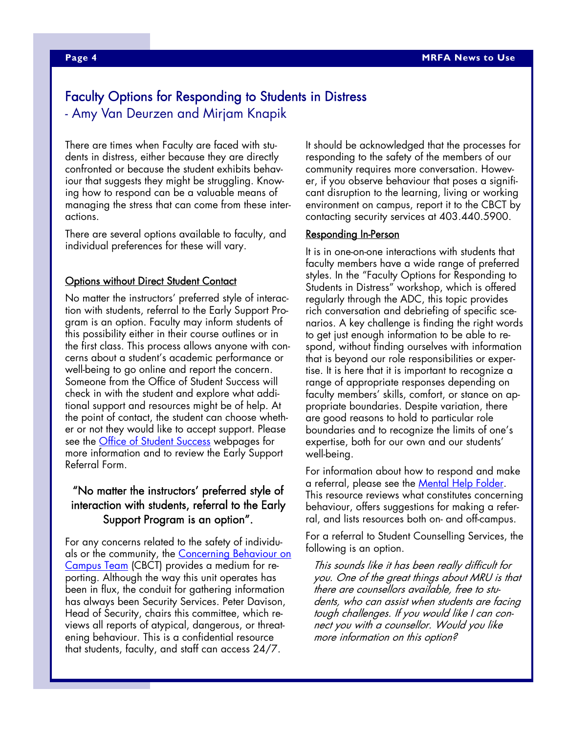## Faculty Options for Responding to Students in Distress

- Amy Van Deurzen and Mirjam Knapik

There are times when Faculty are faced with students in distress, either because they are directly confronted or because the student exhibits behaviour that suggests they might be struggling. Knowing how to respond can be a valuable means of managing the stress that can come from these interactions.

There are several options available to faculty, and individual preferences for these will vary.

### Options without Direct Student Contact

No matter the instructors' preferred style of interaction with students, referral to the Early Support Program is an option. Faculty may inform students of this possibility either in their course outlines or in the first class. This process allows anyone with concerns about a student's academic performance or well-being to go online and report the concern. Someone from the Office of Student Success will check in with the student and explore what additional support and resources might be of help. At the point of contact, the student can choose whether or not they would like to accept support. Please see the Office of Student Success webpages for more information and to review the Early Support Referral Form.

> "No matter the instructors' preferred style of interaction with students, referral to the Early Support Program is an option".

For any concerns related to the safety of individuals or the community, the Concerning Behaviour on Campus Team (CBCT) provides a medium for reporting. Although the way this unit operates has been in flux, the conduit for gathering information has always been Security Services. Peter Davison, Head of Security, chairs this committee, which reviews all reports of atypical, dangerous, or threatening behaviour. This is a confidential resource that students, faculty, and staff can access 24/7.

It should be acknowledged that the processes for responding to the safety of the members of our community requires more conversation. However, if you observe behaviour that poses a significant disruption to the learning, living or working environment on campus, report it to the CBCT by contacting security services at 403.440.5900.

### Responding In-Person

It is in one-on-one interactions with students that faculty members have a wide range of preferred styles. In the "Faculty Options for Responding to Students in Distress" workshop, which is offered regularly through the ADC, this topic provides rich conversation and debriefing of specific scenarios. A key challenge is finding the right words to get just enough information to be able to respond, without finding ourselves with information that is beyond our role responsibilities or expertise. It is here that it is important to recognize a range of appropriate responses depending on faculty members' skills, comfort, or stance on appropriate boundaries. Despite variation, there are good reasons to hold to particular role boundaries and to recognize the limits of one's expertise, both for our own and our students' well-being.

For information about how to respond and make a referral, please see the Mental Help Folder. This resource reviews what constitutes concerning behaviour, offers suggestions for making a referral, and lists resources both on- and off-campus.

For a referral to Student Counselling Services, the following is an option.

> *This sounds like it has been really difficult for you. One of the great things about MRU is that there are counsellors available, free to students, who can assist when students are facing tough challenges. If you would like I can connect you with a counsellor. Would you like more information on this option?*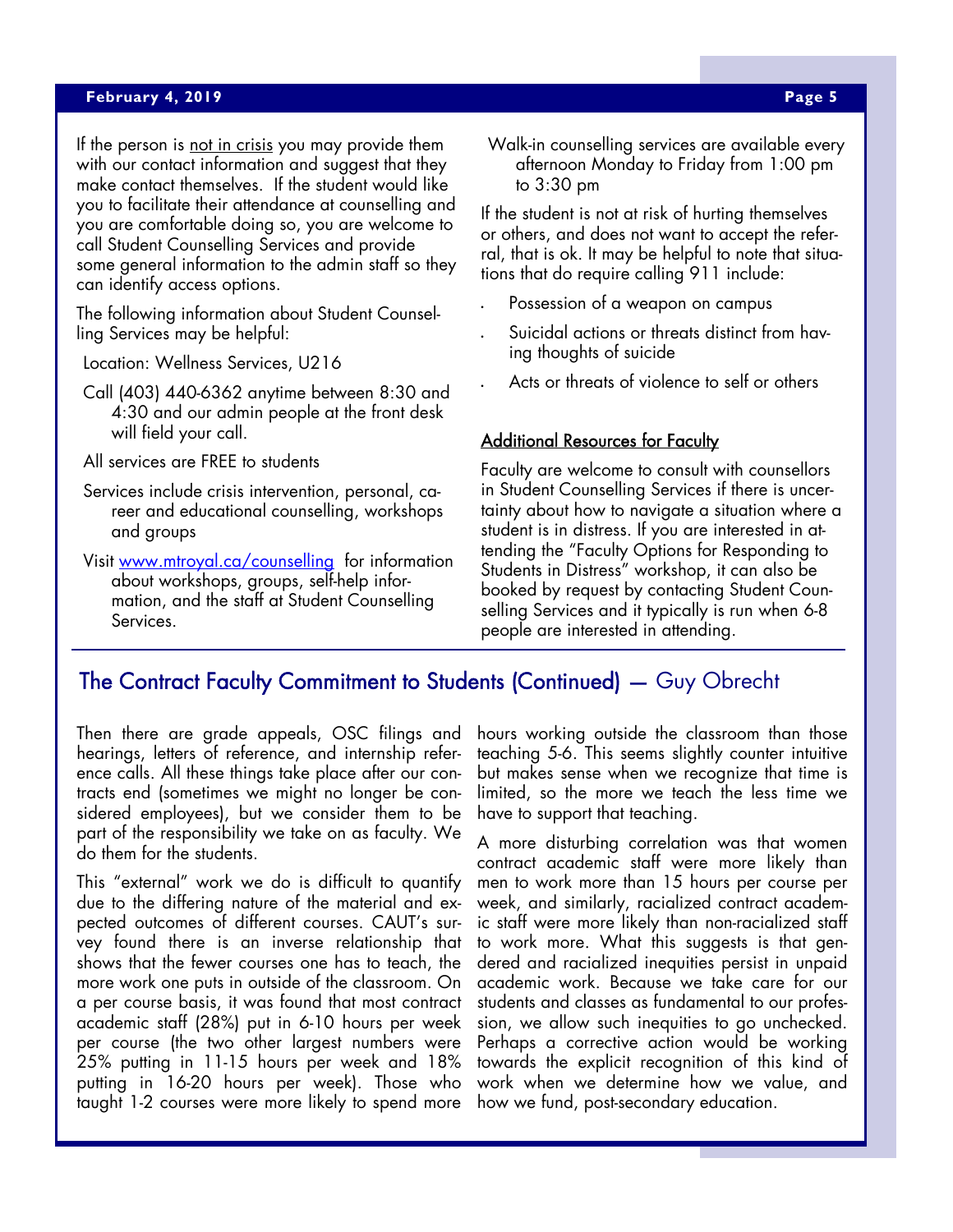If the person is not in crisis you may provide them with our contact information and suggest that they make contact themselves. If the student would like you to facilitate their attendance at counselling and you are comfortable doing so, you are welcome to call Student Counselling Services and provide some general information to the admin staff so they can identify access options.

The following information about Student Counselling Services may be helpful:

Location: Wellness Services, U216

Call (403) 440-6362 anytime between 8:30 and 4:30 and our admin people at the front desk will field your call.

All services are FREE to students

Services include crisis intervention, personal, career and educational counselling, workshops and groups

Visit [www.mtroyal.ca/counselling](http://www.mtroyal.ca/counselling) for information about workshops, groups, self-help information, and the staff at Student Counselling Services.

Walk-in counselling services are available every afternoon Monday to Friday from 1:00 pm to 3:30 pm

If the student is not at risk of hurting themselves or others, and does not want to accept the referral, that is ok. It may be helpful to note that situations that do require calling 911 include:

- Possession of a weapon on campus
- Suicidal actions or threats distinct from having thoughts of suicide
- Acts or threats of violence to self or others

### Additional Resources for Faculty

Faculty are welcome to consult with counsellors in Student Counselling Services if there is uncertainty about how to navigate a situation where a student is in distress. If you are interested in attending the "Faculty Options for Responding to Students in Distress" workshop, it can also be booked by request by contacting Student Counselling Services and it typically is run when 6-8 people are interested in attending.

## The Contract Faculty Commitment to Students (Continued) — Guy Obrecht

Then there are grade appeals, OSC filings and hearings, letters of reference, and internship reference calls. All these things take place after our contracts end (sometimes we might no longer be considered employees), but we consider them to be part of the responsibility we take on as faculty. We do them for the students.

This "external" work we do is difficult to quantify due to the differing nature of the material and expected outcomes of different courses. CAUT's survey found there is an inverse relationship that shows that the fewer courses one has to teach, the more work one puts in outside of the classroom. On a per course basis, it was found that most contract academic staff (28%) put in 6-10 hours per week per course (the two other largest numbers were 25% putting in 11-15 hours per week and 18% putting in 16-20 hours per week). Those who taught 1-2 courses were more likely to spend more hours working outside the classroom than those teaching 5-6. This seems slightly counter intuitive but makes sense when we recognize that time is limited, so the more we teach the less time we have to support that teaching.

A more disturbing correlation was that women contract academic staff were more likely than men to work more than 15 hours per course per week, and similarly, racialized contract academic staff were more likely than non-racialized staff to work more. What this suggests is that gendered and racialized inequities persist in unpaid academic work. Because we take care for our students and classes as fundamental to our profession, we allow such inequities to go unchecked. Perhaps a corrective action would be working towards the explicit recognition of this kind of work when we determine how we value, and how we fund, post-secondary education.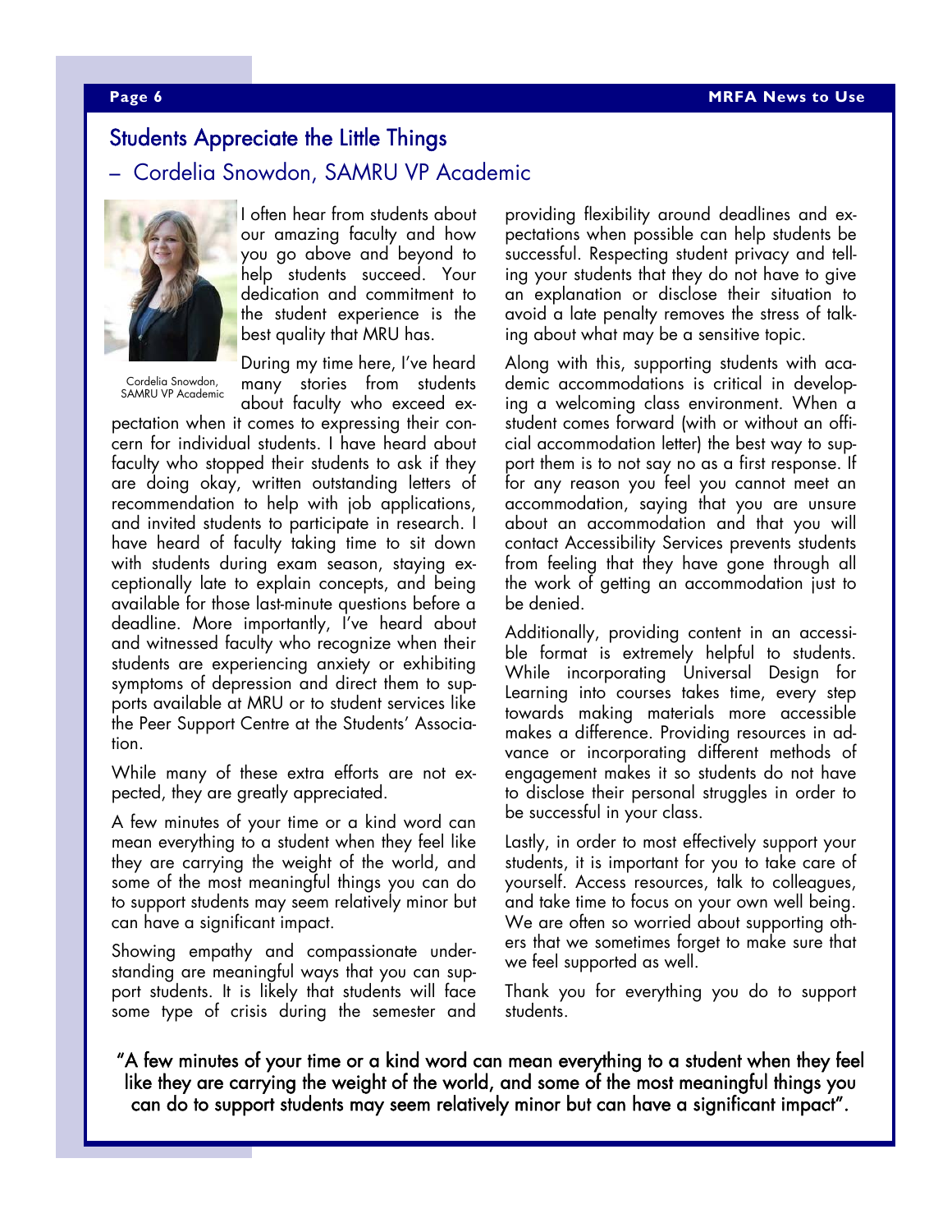## Students Appreciate the Little Things

### – Cordelia Snowdon, SAMRU VP Academic

Cordelia Snowdon, SAMRU VP Academic

I often hear from students about our amazing faculty and how you go above and beyond to help students succeed. Your dedication and commitment to the student experience is the best quality that MRU has.

During my time here, I've heard many stories from students about faculty who exceed expectation when it comes to expressing their concern for individual students. I have heard about faculty who stopped their students to ask if they are doing okay, written outstanding letters of recommendation to help with job applications, and invited students to participate in research. I have heard of faculty taking time to sit down with students during exam season, staying exceptionally late to explain concepts, and being available for those last-minute questions before a deadline. More importantly, I've heard about and witnessed faculty who recognize when their students are experiencing anxiety or exhibiting symptoms of depression and direct them to supports available at MRU or to student services like the Peer Support Centre at the Students' Association.

While many of these extra efforts are not expected, they are greatly appreciated.

A few minutes of your time or a kind word can mean everything to a student when they feel like they are carrying the weight of the world, and some of the most meaningful things you can do to support students may seem relatively minor but can have a significant impact.

Showing empathy and compassionate understanding are meaningful ways that you can support students. It is likely that students will face some type of crisis during the semester and providing flexibility around deadlines and expectations when possible can help students be successful. Respecting student privacy and telling your students that they do not have to give an explanation or disclose their situation to avoid a late penalty removes the stress of talking about what may be a sensitive topic.

Along with this, supporting students with academic accommodations is critical in developing a welcoming class environment. When a student comes forward (with or without an official accommodation letter) the best way to support them is to not say no as a first response. If for any reason you feel you cannot meet an accommodation, saying that you are unsure about an accommodation and that you will contact Accessibility Services prevents students from feeling that they have gone through all the work of getting an accommodation just to be denied.

Additionally, providing content in an accessible format is extremely helpful to students. While incorporating Universal Design for Learning into courses takes time, every step towards making materials more accessible makes a difference. Providing resources in advance or incorporating different methods of engagement makes it so students do not have to disclose their personal struggles in order to be successful in your class.

Lastly, in order to most effectively support your students, it is important for you to take care of yourself. Access resources, talk to colleagues, and take time to focus on your own well being. We are often so worried about supporting others that we sometimes forget to make sure that we feel supported as well.

Thank you for everything you do to support students.

"A few minutes of your time or a kind word can mean everything to a student when they feel like they are carrying the weight of the world, and some of the most meaningful things you can do to support students may seem relatively minor but can have a significant impact".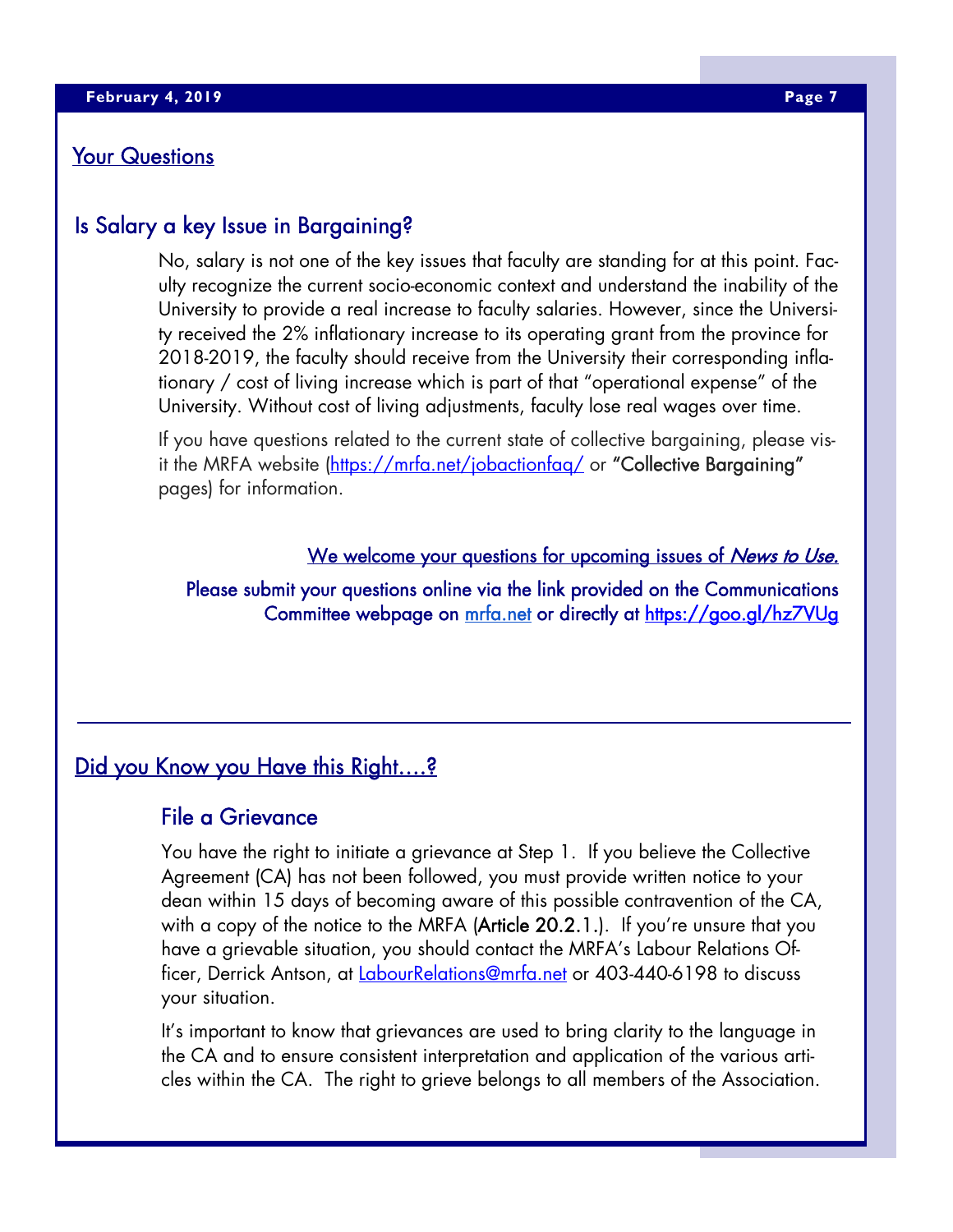## Your Questions

### Is Salary a key Issue in Bargaining?

No, salary is not one of the key issues that faculty are standing for at this point. Faculty recognize the current socio-economic context and understand the inability of the University to provide a real increase to faculty salaries. However, since the University received the 2% inflationary increase to its operating grant from the province for 2018-2019, the faculty should receive from the University their corresponding inflationary / cost of living increase which is part of that "operational expense" of the University. Without cost of living adjustments, faculty lose real wages over time.

If you have questions related to the current state of collective bargaining, please visit the MRFA website (https://mrfa.net/jobactionfaq/ or **"Collective Bargaining"** pages) for information.

We welcome your questions for upcoming issues of *News to Use.*

Please submit your questions online via the link provided on the Communications Committee webpage on mrfa.net or directly at https://goo.gl/hz7VUg

---

## Did you Know you Have this Right….?

### File a Grievance

You have the right to initiate a grievance at Step 1. If you believe the Collective Agreement (CA) has not been followed, you must provide written notice to your dean within 15 days of becoming aware of this possible contravention of the CA, with a copy of the notice to the MRFA (**Article 20.2.1.**). If you're unsure that you have a grievable situation, you should contact the MRFA's Labour Relations Officer, Derrick Antson, at LabourRelations@mrfa.net or 403-440-6198 to discuss your situation.

It's important to know that grievances are used to bring clarity to the language in the CA and to ensure consistent interpretation and application of the various articles within the CA. The right to grieve belongs to all members of the Association.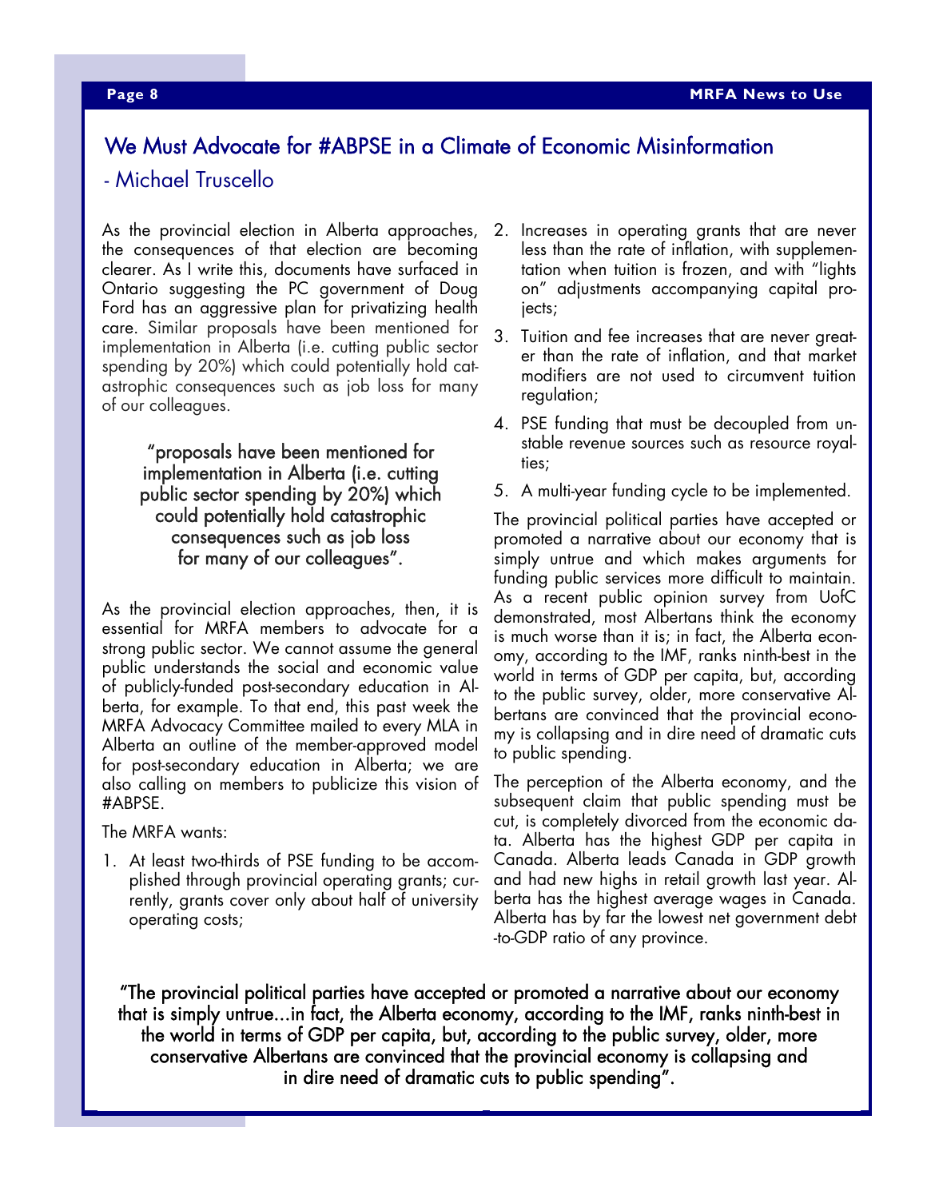## We Must Advocate for #ABPSE in a Climate of Economic Misinformation

- Michael Truscello

As the provincial election in Alberta approaches, the consequences of that election are becoming clearer. As I write this, documents have surfaced in Ontario suggesting the PC government of Doug Ford has an aggressive plan for privatizing health care. Similar proposals have been mentioned for implementation in Alberta (i.e. cutting public sector spending by 20%) which could potentially hold catastrophic consequences such as job loss for many of our colleagues.

> "proposals have been mentioned for implementation in Alberta (i.e. cutting public sector spending by 20%) which could potentially hold catastrophic consequences such as job loss for many of our colleagues".

As the provincial election approaches, then, it is essential for MRFA members to advocate for a strong public sector. We cannot assume the general public understands the social and economic value of publicly-funded post-secondary education in Alberta, for example. To that end, this past week the MRFA Advocacy Committee mailed to every MLA in Alberta an outline of the member-approved model for post-secondary education in Alberta; we are also calling on members to publicize this vision of #ABPSE.

The MRFA wants:

1. At least two-thirds of PSE funding to be accomplished through provincial operating grants; currently, grants cover only about half of university operating costs;
2. Increases in operating grants that are never less than the rate of inflation, with supplementation when tuition is frozen, and with "lights on" adjustments accompanying capital projects;
3. Tuition and fee increases that are never greater than the rate of inflation, and that market modifiers are not used to circumvent tuition regulation;
4. PSE funding that must be decoupled from unstable revenue sources such as resource royalties;
5. A multi-year funding cycle to be implemented.

The provincial political parties have accepted or promoted a narrative about our economy that is simply untrue and which makes arguments for funding public services more difficult to maintain. As a recent public opinion survey from UofC demonstrated, most Albertans think the economy is much worse than it is; in fact, the Alberta economy, according to the IMF, ranks ninth-best in the world in terms of GDP per capita, but, according to the public survey, older, more conservative Albertans are convinced that the provincial economy is collapsing and in dire need of dramatic cuts to public spending.

The perception of the Alberta economy, and the subsequent claim that public spending must be cut, is completely divorced from the economic data. Alberta has the highest GDP per capita in Canada. Alberta leads Canada in GDP growth and had new highs in retail growth last year. Alberta has the highest average wages in Canada. Alberta has by far the lowest net government debt-to-GDP ratio of any province.

> "The provincial political parties have accepted or promoted a narrative about our economy that is simply untrue...in fact, the Alberta economy, according to the IMF, ranks ninth-best in the world in terms of GDP per capita, but, according to the public survey, older, more conservative Albertans are convinced that the provincial economy is collapsing and in dire need of dramatic cuts to public spending".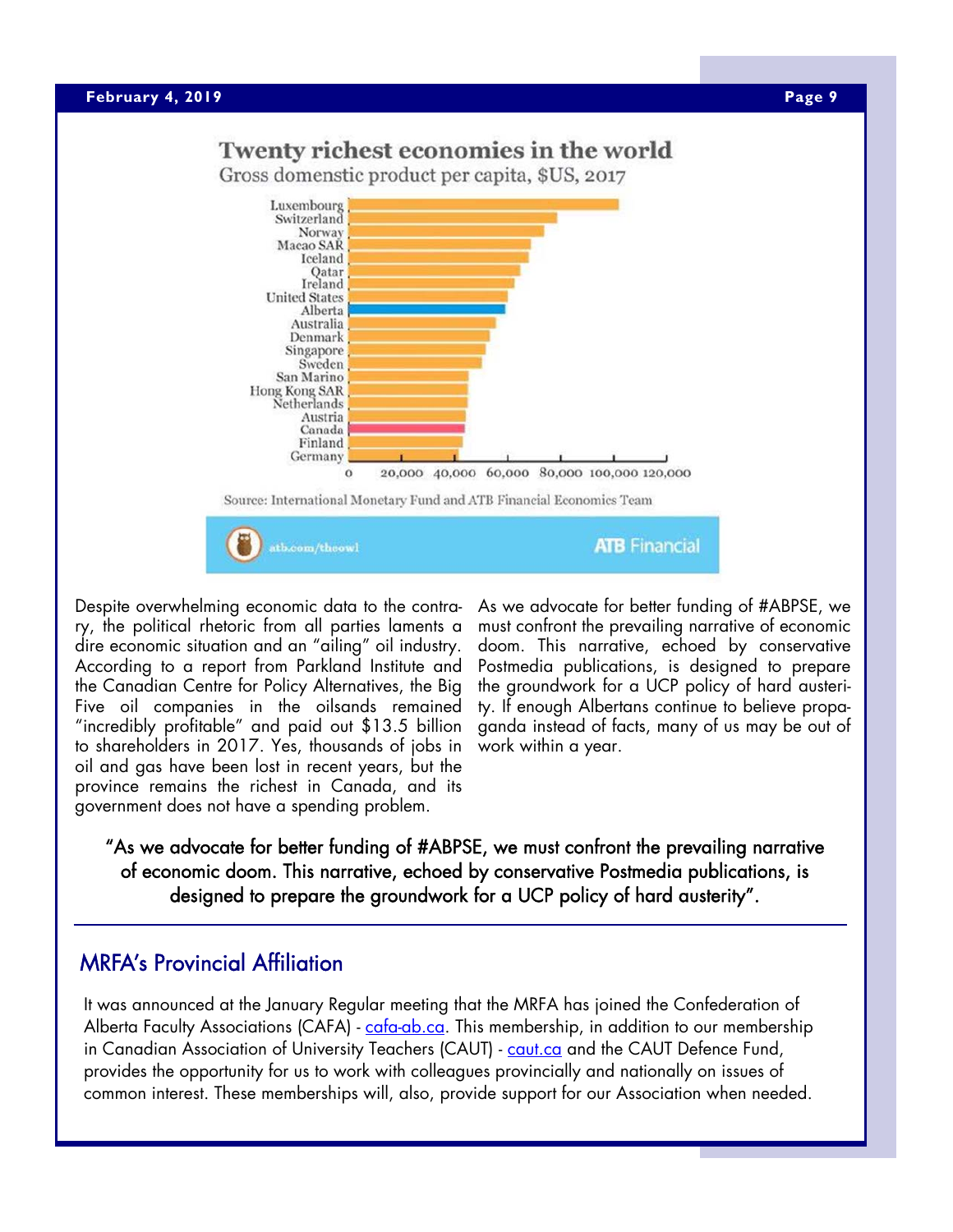**Twenty richest economies in the world**

Gross domenstic product per capita, $US, 2017

Luxembourg, Switzerland, Norway, Macao SAR, Iceland, Qatar, Ireland, United States, Alberta, Australia, Denmark, Singapore, Sweden, San Marino, Hong Kong SAR, Netherlands, Austria, Canada, Finland, Germany

0 20,000 40,000 60,000 80,000 100,000 120,000

Source: International Monetary Fund and ATB Financial Economics Team

atb.com/theowl ATB Financial

Despite overwhelming economic data to the contrary, the political rhetoric from all parties laments a dire economic situation and an "ailing" oil industry. According to a report from Parkland Institute and the Canadian Centre for Policy Alternatives, the Big Five oil companies in the oilsands remained "incredibly profitable" and paid out $13.5 billion to shareholders in 2017. Yes, thousands of jobs in oil and gas have been lost in recent years, but the province remains the richest in Canada, and its government does not have a spending problem.

As we advocate for better funding of #ABPSE, we must confront the prevailing narrative of economic doom. This narrative, echoed by conservative Postmedia publications, is designed to prepare the groundwork for a UCP policy of hard austerity. If enough Albertans continue to believe propaganda instead of facts, many of us may be out of work within a year.

> "As we advocate for better funding of #ABPSE, we must confront the prevailing narrative of economic doom. This narrative, echoed by conservative Postmedia publications, is designed to prepare the groundwork for a UCP policy of hard austerity".

---

## MRFA's Provincial Affiliation

It was announced at the January Regular meeting that the MRFA has joined the Confederation of Alberta Faculty Associations (CAFA) - cafa-ab.ca. This membership, in addition to our membership in Canadian Association of University Teachers (CAUT) - caut.ca and the CAUT Defence Fund, provides the opportunity for us to work with colleagues provincially and nationally on issues of common interest. These memberships will, also, provide support for our Association when needed.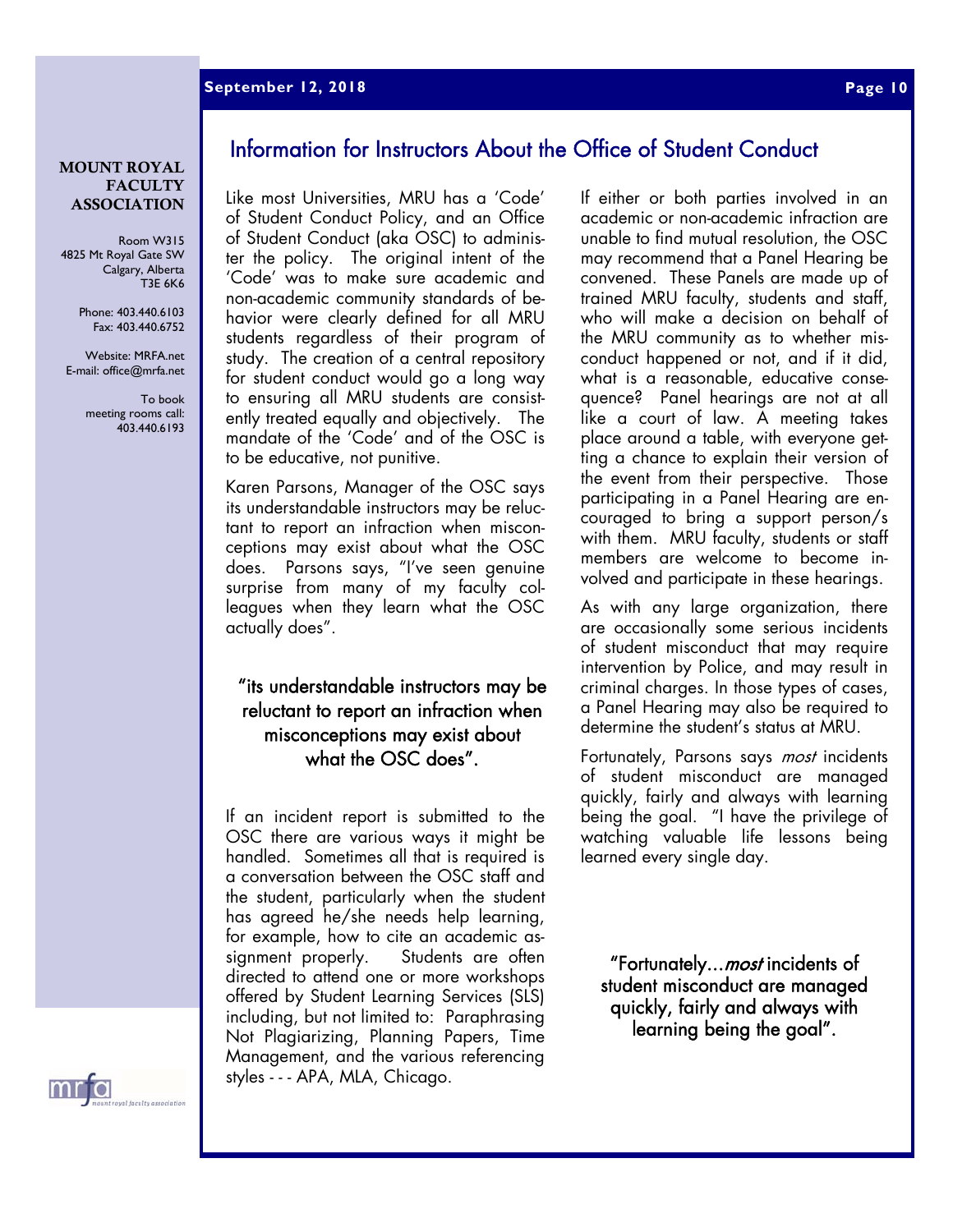**MOUNT ROYAL FACULTY ASSOCIATION**

Room W315
4825 Mt Royal Gate SW
Calgary, Alberta
T3E 6K6

Phone: 403.440.6103
Fax: 403.440.6752

Website: MRFA.net
E-mail: office@mrfa.net

To book meeting rooms call: 403.440.6193

## Information for Instructors About the Office of Student Conduct

Like most Universities, MRU has a 'Code' of Student Conduct Policy, and an Office of Student Conduct (aka OSC) to administer the policy. The original intent of the 'Code' was to make sure academic and non-academic community standards of behavior were clearly defined for all MRU students regardless of their program of study. The creation of a central repository for student conduct would go a long way to ensuring all MRU students are consistently treated equally and objectively. The mandate of the 'Code' and of the OSC is to be educative, not punitive.

Karen Parsons, Manager of the OSC says its understandable instructors may be reluctant to report an infraction when misconceptions may exist about what the OSC does. Parsons says, "I've seen genuine surprise from many of my faculty colleagues when they learn what the OSC actually does".

> "its understandable instructors may be reluctant to report an infraction when misconceptions may exist about what the OSC does".

If an incident report is submitted to the OSC there are various ways it might be handled. Sometimes all that is required is a conversation between the OSC staff and the student, particularly when the student has agreed he/she needs help learning, for example, how to cite an academic assignment properly. Students are often directed to attend one or more workshops offered by Student Learning Services (SLS) including, but not limited to: Paraphrasing Not Plagiarizing, Planning Papers, Time Management, and the various referencing styles - - - APA, MLA, Chicago.

If either or both parties involved in an academic or non-academic infraction are unable to find mutual resolution, the OSC may recommend that a Panel Hearing be convened. These Panels are made up of trained MRU faculty, students and staff, who will make a decision on behalf of the MRU community as to whether misconduct happened or not, and if it did, what is a reasonable, educative consequence? Panel hearings are not at all like a court of law. A meeting takes place around a table, with everyone getting a chance to explain their version of the event from their perspective. Those participating in a Panel Hearing are encouraged to bring a support person/s with them. MRU faculty, students or staff members are welcome to become involved and participate in these hearings.

As with any large organization, there are occasionally some serious incidents of student misconduct that may require intervention by Police, and may result in criminal charges. In those types of cases, a Panel Hearing may also be required to determine the student's status at MRU.

Fortunately, Parsons says *most* incidents of student misconduct are managed quickly, fairly and always with learning being the goal. "I have the privilege of watching valuable life lessons being learned every single day.

> "Fortunately…*most* incidents of student misconduct are managed quickly, fairly and always with learning being the goal".